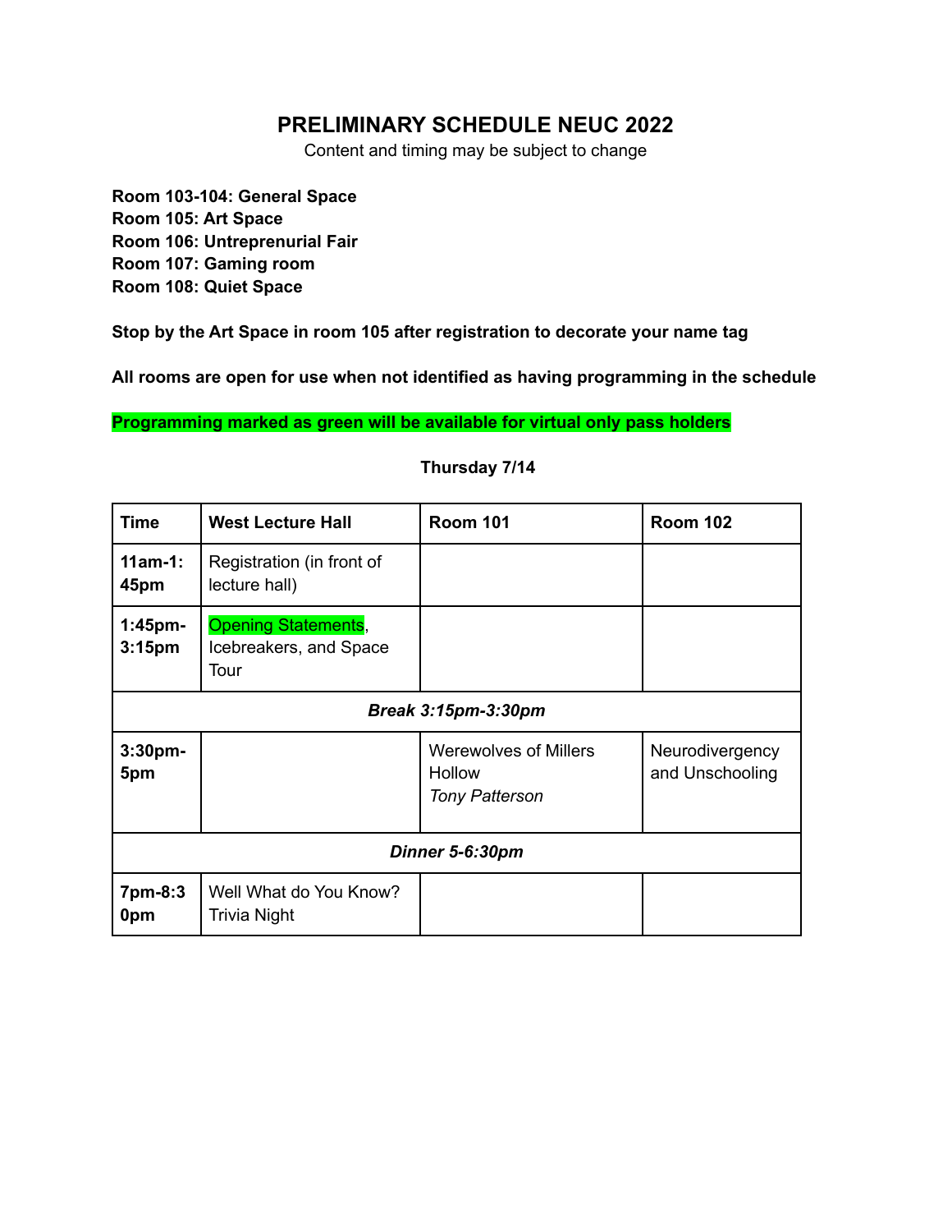# PRELIMINARY SCHEDULE NEUC 2022

Content and timing may be subject to change

**Room 103-104: General Space**
**Room 105: Art Space**
**Room 106: Untreprenurial Fair**
**Room 107: Gaming room**
**Room 108: Quiet Space**

**Stop by the Art Space in room 105 after registration to decorate your name tag**

**All rooms are open for use when not identified as having programming in the schedule**

**Programming marked as green will be available for virtual only pass holders**

**Thursday 7/14**

| Time | West Lecture Hall | Room 101 | Room 102 |
|---|---|---|---|
| **11am-1:45pm** | Registration (in front of lecture hall) | | |
| **1:45pm-3:15pm** | Opening Statements, Icebreakers, and Space Tour | | |
| ***Break 3:15pm-3:30pm*** | | | |
| **3:30pm-5pm** | | Werewolves of Millers Hollow *Tony Patterson* | Neurodivergency and Unschooling |
| ***Dinner 5-6:30pm*** | | | |
| **7pm-8:30pm** | Well What do You Know? Trivia Night | | |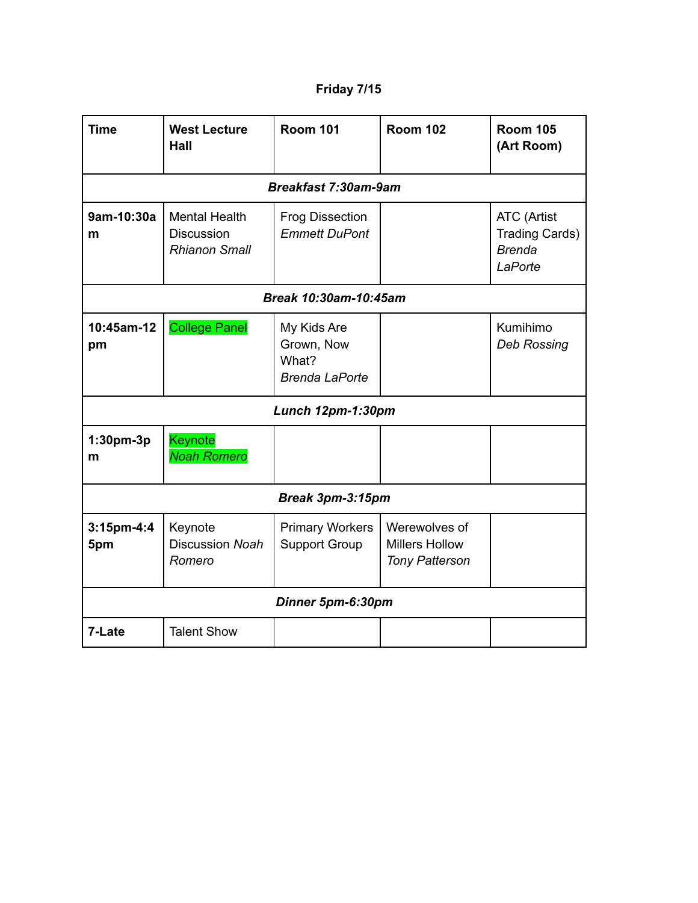**Friday 7/15**

| Time | West Lecture Hall | Room 101 | Room 102 | Room 105 (Art Room) |
| --- | --- | --- | --- | --- |
| ***Breakfast 7:30am-9am*** | | | | |
| **9am-10:30am** | Mental Health Discussion *Rhianon Small* | Frog Dissection *Emmett DuPont* | | ATC (Artist Trading Cards) *Brenda LaPorte* |
| ***Break 10:30am-10:45am*** | | | | |
| **10:45am-12pm** | College Panel | My Kids Are Grown, Now What? *Brenda LaPorte* | | Kumihimo *Deb Rossing* |
| ***Lunch 12pm-1:30pm*** | | | | |
| **1:30pm-3pm** | Keynote *Noah Romero* | | | |
| ***Break 3pm-3:15pm*** | | | | |
| **3:15pm-4:45pm** | Keynote Discussion *Noah Romero* | Primary Workers Support Group | Werewolves of Millers Hollow *Tony Patterson* | |
| ***Dinner 5pm-6:30pm*** | | | | |
| **7-Late** | Talent Show | | | |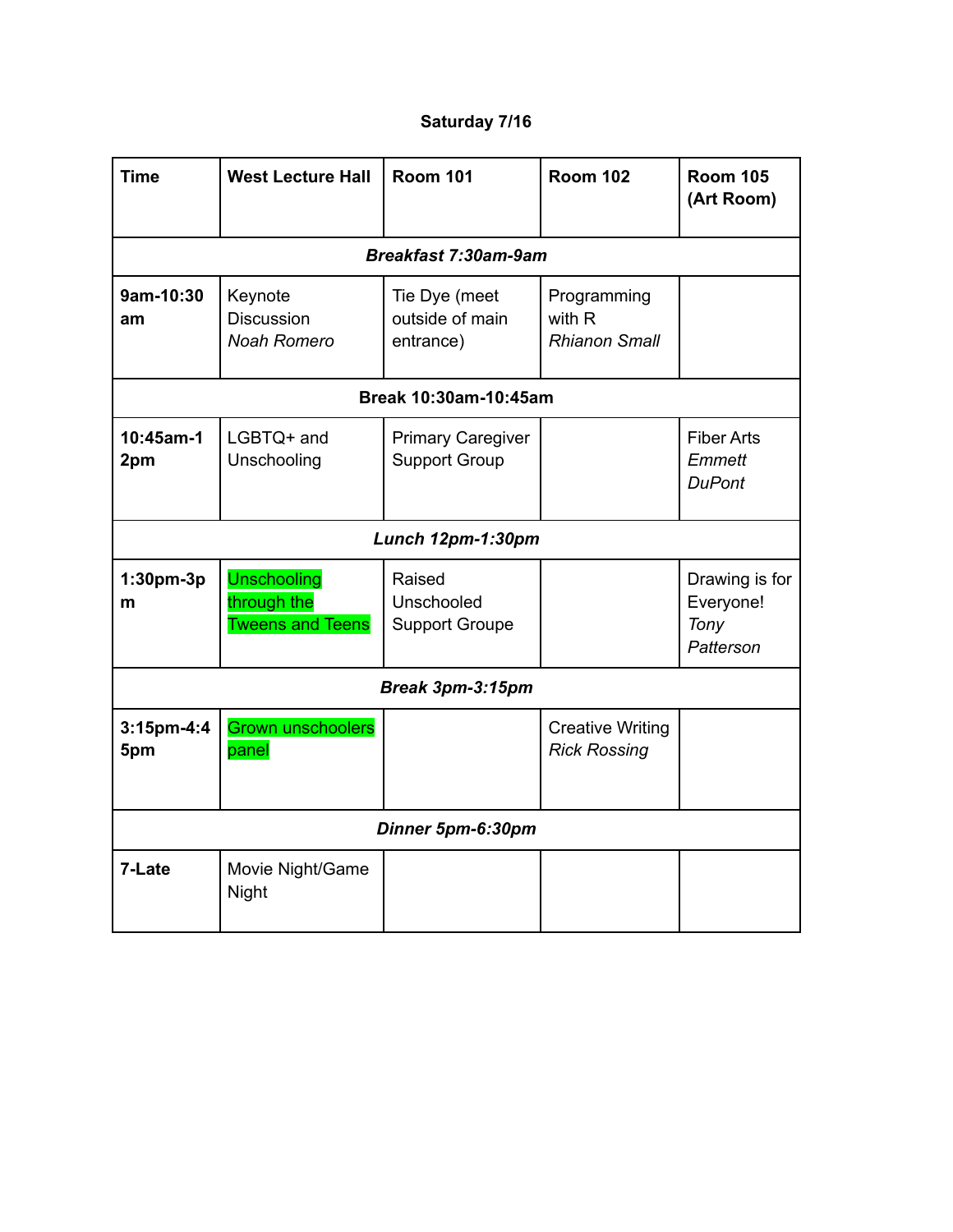**Saturday 7/16**

| **Time** | **West Lecture Hall** | **Room 101** | **Room 102** | **Room 105 (Art Room)** |
|---|---|---|---|---|
| ***Breakfast 7:30am-9am*** | | | | |
| **9am-10:30 am** | Keynote Discussion *Noah Romero* | Tie Dye (meet outside of main entrance) | Programming with R *Rhianon Small* | |
| **Break 10:30am-10:45am** | | | | |
| **10:45am-12pm** | LGBTQ+ and Unschooling | Primary Caregiver Support Group | | Fiber Arts *Emmett DuPont* |
| ***Lunch 12pm-1:30pm*** | | | | |
| **1:30pm-3pm** | Unschooling through the Tweens and Teens | Raised Unschooled Support Groupe | | Drawing is for Everyone! *Tony Patterson* |
| ***Break 3pm-3:15pm*** | | | | |
| **3:15pm-4:45pm** | Grown unschoolers panel | | Creative Writing *Rick Rossing* | |
| ***Dinner 5pm-6:30pm*** | | | | |
| **7-Late** | Movie Night/Game Night | | | |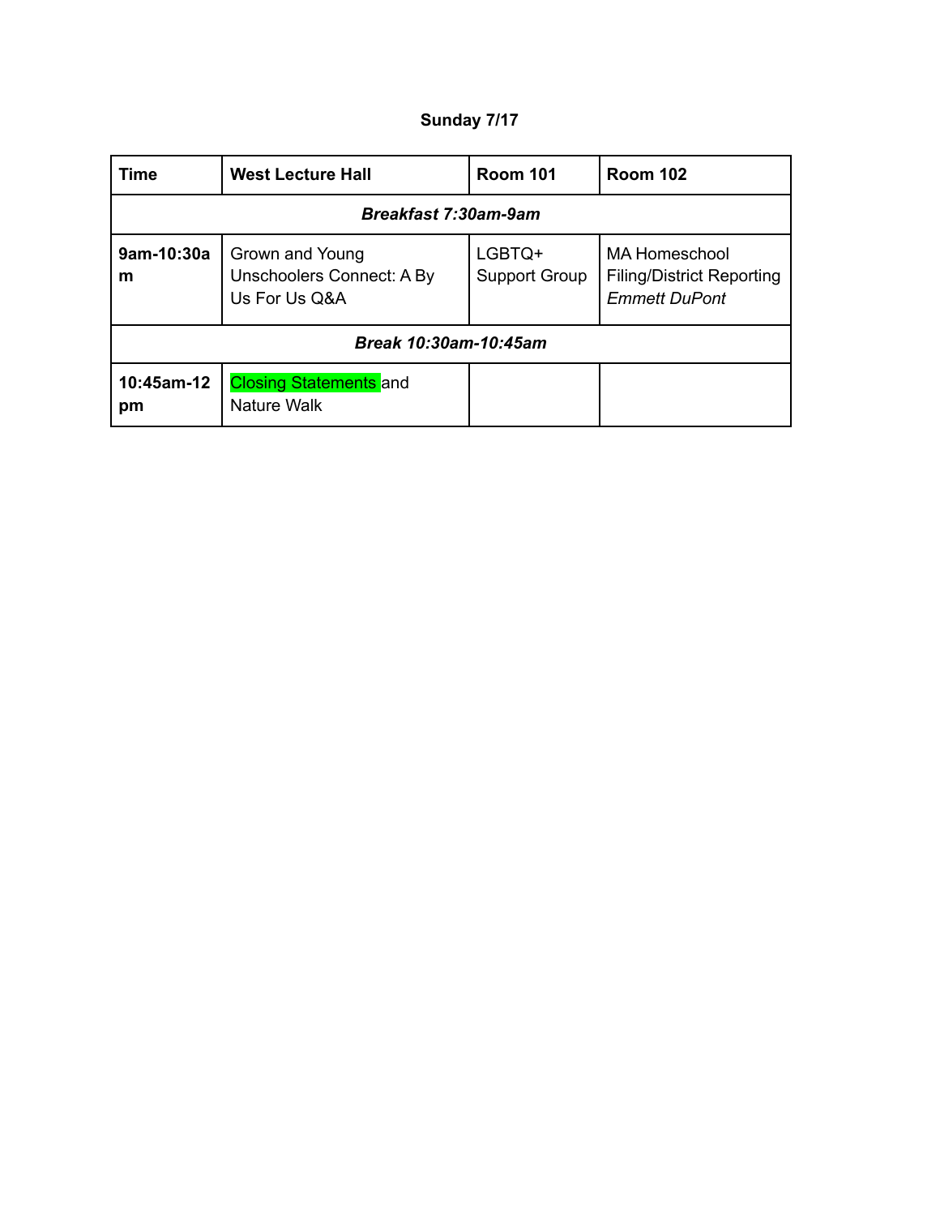**Sunday 7/17**

| Time | West Lecture Hall | Room 101 | Room 102 |
|---|---|---|---|
| ***Breakfast 7:30am-9am*** | | | |
| **9am-10:30am** | Grown and Young Unschoolers Connect: A By Us For Us Q&A | LGBTQ+ Support Group | MA Homeschool Filing/District Reporting *Emmett DuPont* |
| ***Break 10:30am-10:45am*** | | | |
| **10:45am-12pm** | Closing Statements and Nature Walk | | |